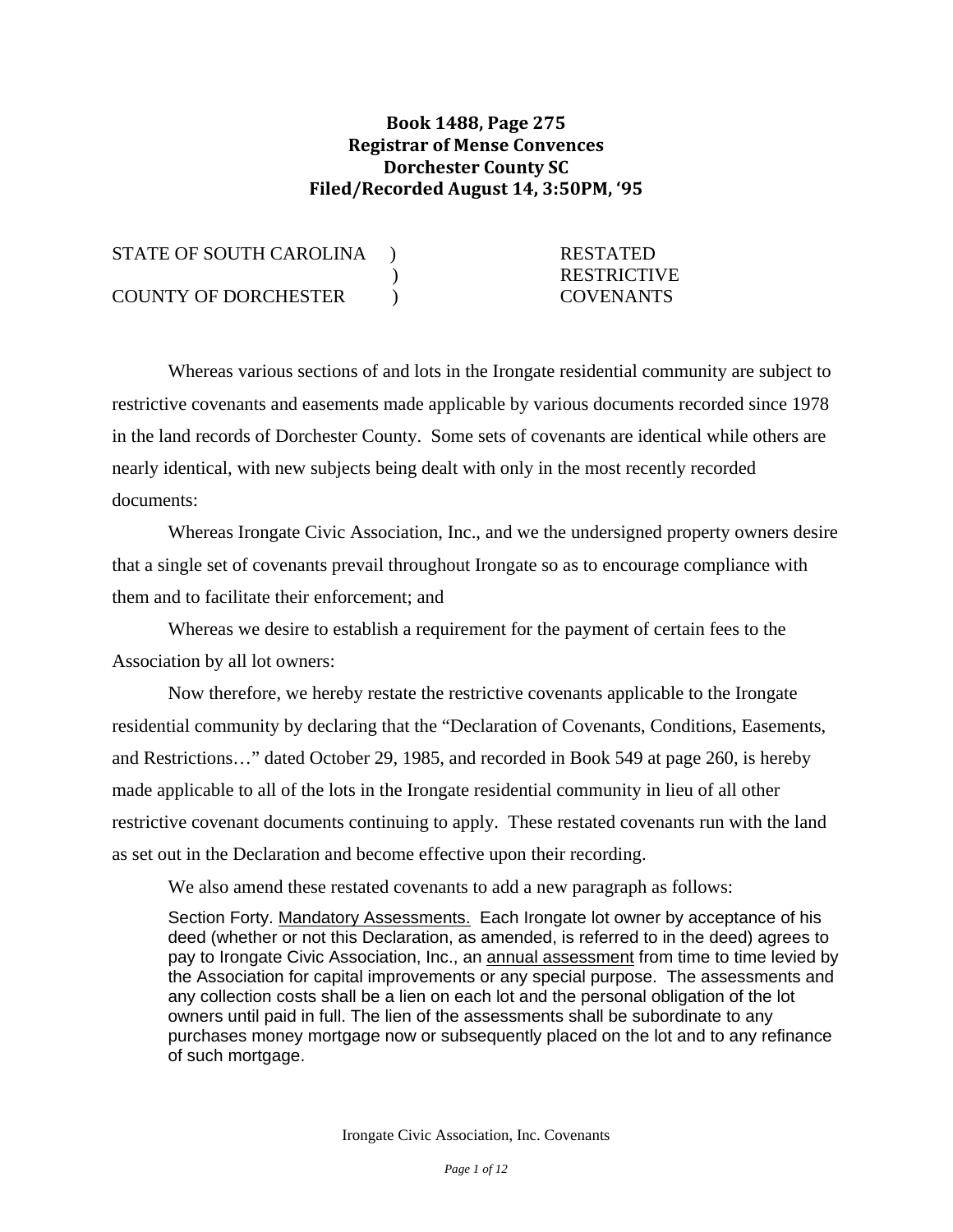**Book 1488, Page 275**
**Registrar of Mense Convences**
**Dorchester County SC**
**Filed/Recorded August 14, 3:50PM, '95**

| | | |
|---|---|---|
| STATE OF SOUTH CAROLINA | ) | RESTATED |
| | ) | RESTRICTIVE |
| COUNTY OF DORCHESTER | ) | COVENANTS |

Whereas various sections of and lots in the Irongate residential community are subject to restrictive covenants and easements made applicable by various documents recorded since 1978 in the land records of Dorchester County. Some sets of covenants are identical while others are nearly identical, with new subjects being dealt with only in the most recently recorded documents:

Whereas Irongate Civic Association, Inc., and we the undersigned property owners desire that a single set of covenants prevail throughout Irongate so as to encourage compliance with them and to facilitate their enforcement; and

Whereas we desire to establish a requirement for the payment of certain fees to the Association by all lot owners:

Now therefore, we hereby restate the restrictive covenants applicable to the Irongate residential community by declaring that the "Declaration of Covenants, Conditions, Easements, and Restrictions…" dated October 29, 1985, and recorded in Book 549 at page 260, is hereby made applicable to all of the lots in the Irongate residential community in lieu of all other restrictive covenant documents continuing to apply. These restated covenants run with the land as set out in the Declaration and become effective upon their recording.

We also amend these restated covenants to add a new paragraph as follows:

Section Forty. Mandatory Assessments. Each Irongate lot owner by acceptance of his deed (whether or not this Declaration, as amended, is referred to in the deed) agrees to pay to Irongate Civic Association, Inc., an annual assessment from time to time levied by the Association for capital improvements or any special purpose. The assessments and any collection costs shall be a lien on each lot and the personal obligation of the lot owners until paid in full. The lien of the assessments shall be subordinate to any purchases money mortgage now or subsequently placed on the lot and to any refinance of such mortgage.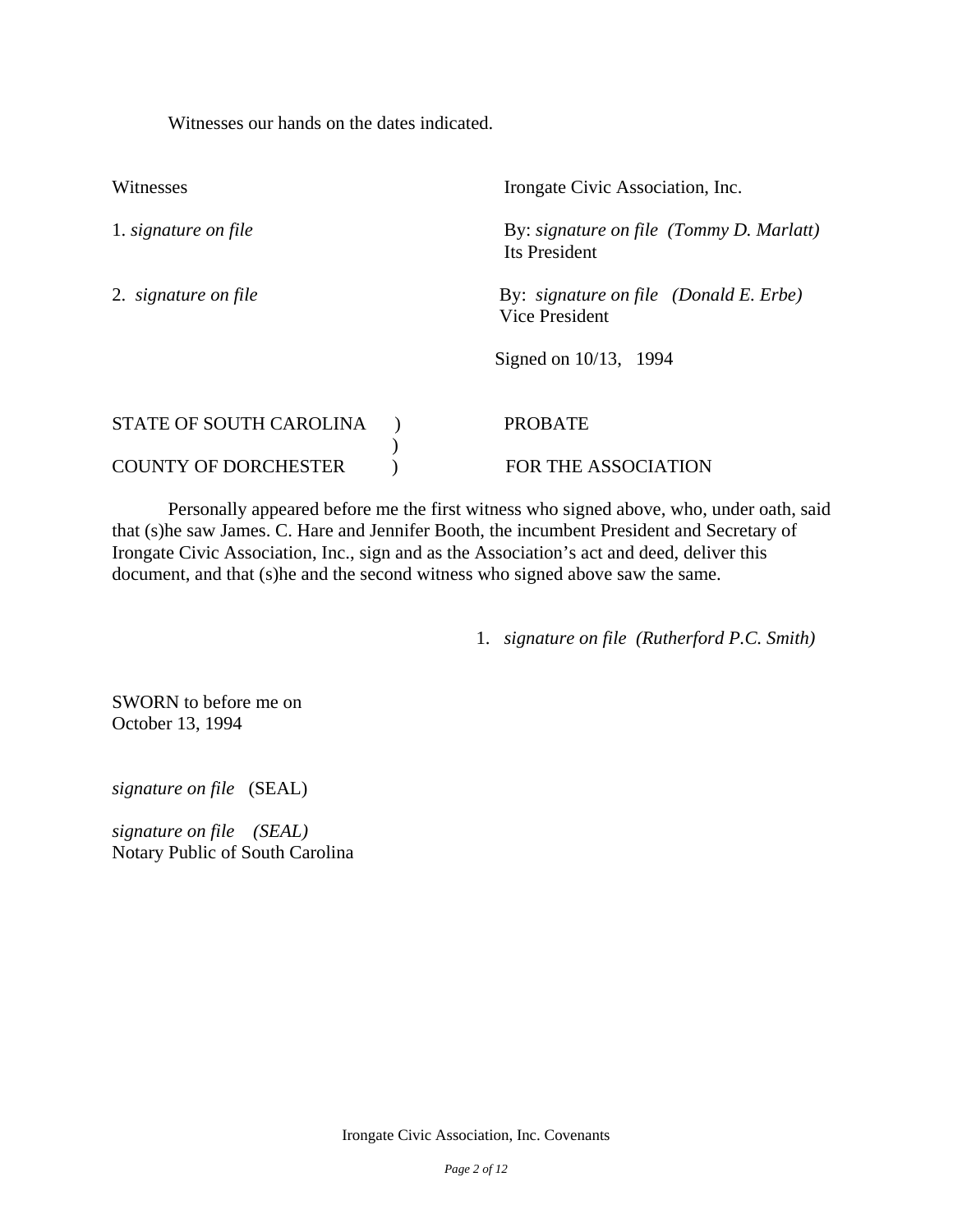Witnesses our hands on the dates indicated.

Witnesses

1. *signature on file*

2. *signature on file*

Irongate Civic Association, Inc.

By: *signature on file (Tommy D. Marlatt)*
Its President

By: *signature on file (Donald E. Erbe)*
Vice President

Signed on 10/13, 1994

STATE OF SOUTH CAROLINA )
)
COUNTY OF DORCHESTER )

PROBATE

FOR THE ASSOCIATION

Personally appeared before me the first witness who signed above, who, under oath, said that (s)he saw James. C. Hare and Jennifer Booth, the incumbent President and Secretary of Irongate Civic Association, Inc., sign and as the Association's act and deed, deliver this document, and that (s)he and the second witness who signed above saw the same.

1. *signature on file (Rutherford P.C. Smith)*

SWORN to before me on
October 13, 1994

*signature on file* (SEAL)

*signature on file (SEAL)*
Notary Public of South Carolina

Irongate Civic Association, Inc. Covenants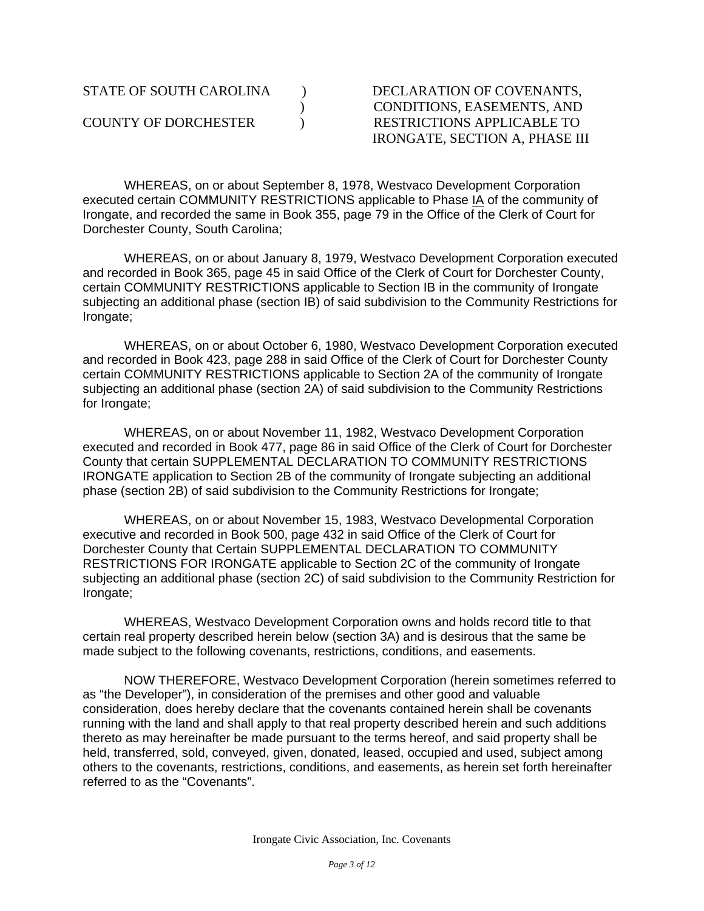STATE OF SOUTH CAROLINA )
)
COUNTY OF DORCHESTER )

DECLARATION OF COVENANTS, CONDITIONS, EASEMENTS, AND RESTRICTIONS APPLICABLE TO IRONGATE, SECTION A, PHASE III

WHEREAS, on or about September 8, 1978, Westvaco Development Corporation executed certain COMMUNITY RESTRICTIONS applicable to Phase IA of the community of Irongate, and recorded the same in Book 355, page 79 in the Office of the Clerk of Court for Dorchester County, South Carolina;

WHEREAS, on or about January 8, 1979, Westvaco Development Corporation executed and recorded in Book 365, page 45 in said Office of the Clerk of Court for Dorchester County, certain COMMUNITY RESTRICTIONS applicable to Section IB in the community of Irongate subjecting an additional phase (section IB) of said subdivision to the Community Restrictions for Irongate;

WHEREAS, on or about October 6, 1980, Westvaco Development Corporation executed and recorded in Book 423, page 288 in said Office of the Clerk of Court for Dorchester County certain COMMUNITY RESTRICTIONS applicable to Section 2A of the community of Irongate subjecting an additional phase (section 2A) of said subdivision to the Community Restrictions for Irongate;

WHEREAS, on or about November 11, 1982, Westvaco Development Corporation executed and recorded in Book 477, page 86 in said Office of the Clerk of Court for Dorchester County that certain SUPPLEMENTAL DECLARATION TO COMMUNITY RESTRICTIONS IRONGATE application to Section 2B of the community of Irongate subjecting an additional phase (section 2B) of said subdivision to the Community Restrictions for Irongate;

WHEREAS, on or about November 15, 1983, Westvaco Developmental Corporation executive and recorded in Book 500, page 432 in said Office of the Clerk of Court for Dorchester County that Certain SUPPLEMENTAL DECLARATION TO COMMUNITY RESTRICTIONS FOR IRONGATE applicable to Section 2C of the community of Irongate subjecting an additional phase (section 2C) of said subdivision to the Community Restriction for Irongate;

WHEREAS, Westvaco Development Corporation owns and holds record title to that certain real property described herein below (section 3A) and is desirous that the same be made subject to the following covenants, restrictions, conditions, and easements.

NOW THEREFORE, Westvaco Development Corporation (herein sometimes referred to as "the Developer"), in consideration of the premises and other good and valuable consideration, does hereby declare that the covenants contained herein shall be covenants running with the land and shall apply to that real property described herein and such additions thereto as may hereinafter be made pursuant to the terms hereof, and said property shall be held, transferred, sold, conveyed, given, donated, leased, occupied and used, subject among others to the covenants, restrictions, conditions, and easements, as herein set forth hereinafter referred to as the "Covenants".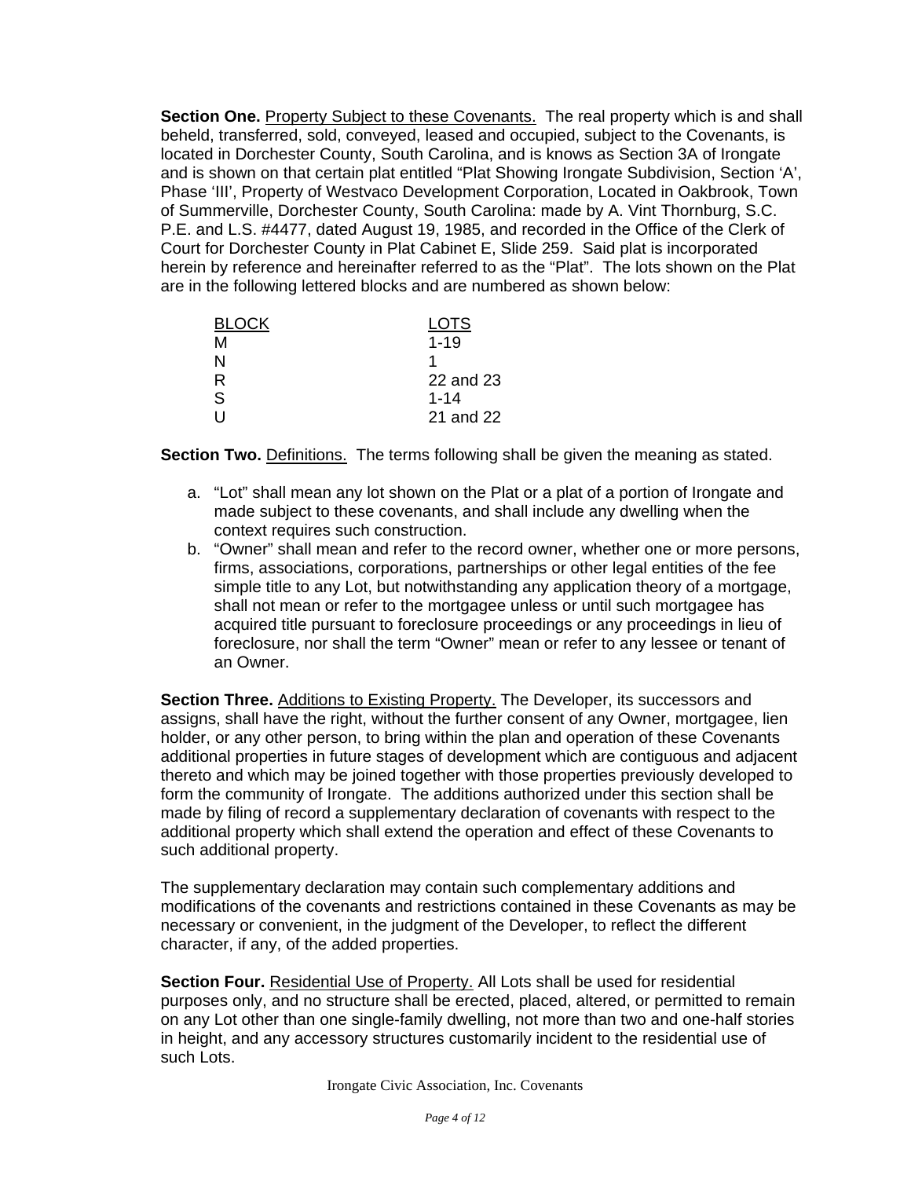**Section One.** Property Subject to these Covenants. The real property which is and shall beheld, transferred, sold, conveyed, leased and occupied, subject to the Covenants, is located in Dorchester County, South Carolina, and is knows as Section 3A of Irongate and is shown on that certain plat entitled "Plat Showing Irongate Subdivision, Section 'A', Phase 'III', Property of Westvaco Development Corporation, Located in Oakbrook, Town of Summerville, Dorchester County, South Carolina: made by A. Vint Thornburg, S.C. P.E. and L.S. #4477, dated August 19, 1985, and recorded in the Office of the Clerk of Court for Dorchester County in Plat Cabinet E, Slide 259. Said plat is incorporated herein by reference and hereinafter referred to as the "Plat". The lots shown on the Plat are in the following lettered blocks and are numbered as shown below:

| BLOCK | LOTS |
|---|---|
| M | 1-19 |
| N | 1 |
| R | 22 and 23 |
| S | 1-14 |
| U | 21 and 22 |

**Section Two.** Definitions. The terms following shall be given the meaning as stated.

a. "Lot" shall mean any lot shown on the Plat or a plat of a portion of Irongate and made subject to these covenants, and shall include any dwelling when the context requires such construction.
b. "Owner" shall mean and refer to the record owner, whether one or more persons, firms, associations, corporations, partnerships or other legal entities of the fee simple title to any Lot, but notwithstanding any application theory of a mortgage, shall not mean or refer to the mortgagee unless or until such mortgagee has acquired title pursuant to foreclosure proceedings or any proceedings in lieu of foreclosure, nor shall the term "Owner" mean or refer to any lessee or tenant of an Owner.

**Section Three.** Additions to Existing Property. The Developer, its successors and assigns, shall have the right, without the further consent of any Owner, mortgagee, lien holder, or any other person, to bring within the plan and operation of these Covenants additional properties in future stages of development which are contiguous and adjacent thereto and which may be joined together with those properties previously developed to form the community of Irongate. The additions authorized under this section shall be made by filing of record a supplementary declaration of covenants with respect to the additional property which shall extend the operation and effect of these Covenants to such additional property.

The supplementary declaration may contain such complementary additions and modifications of the covenants and restrictions contained in these Covenants as may be necessary or convenient, in the judgment of the Developer, to reflect the different character, if any, of the added properties.

**Section Four.** Residential Use of Property. All Lots shall be used for residential purposes only, and no structure shall be erected, placed, altered, or permitted to remain on any Lot other than one single-family dwelling, not more than two and one-half stories in height, and any accessory structures customarily incident to the residential use of such Lots.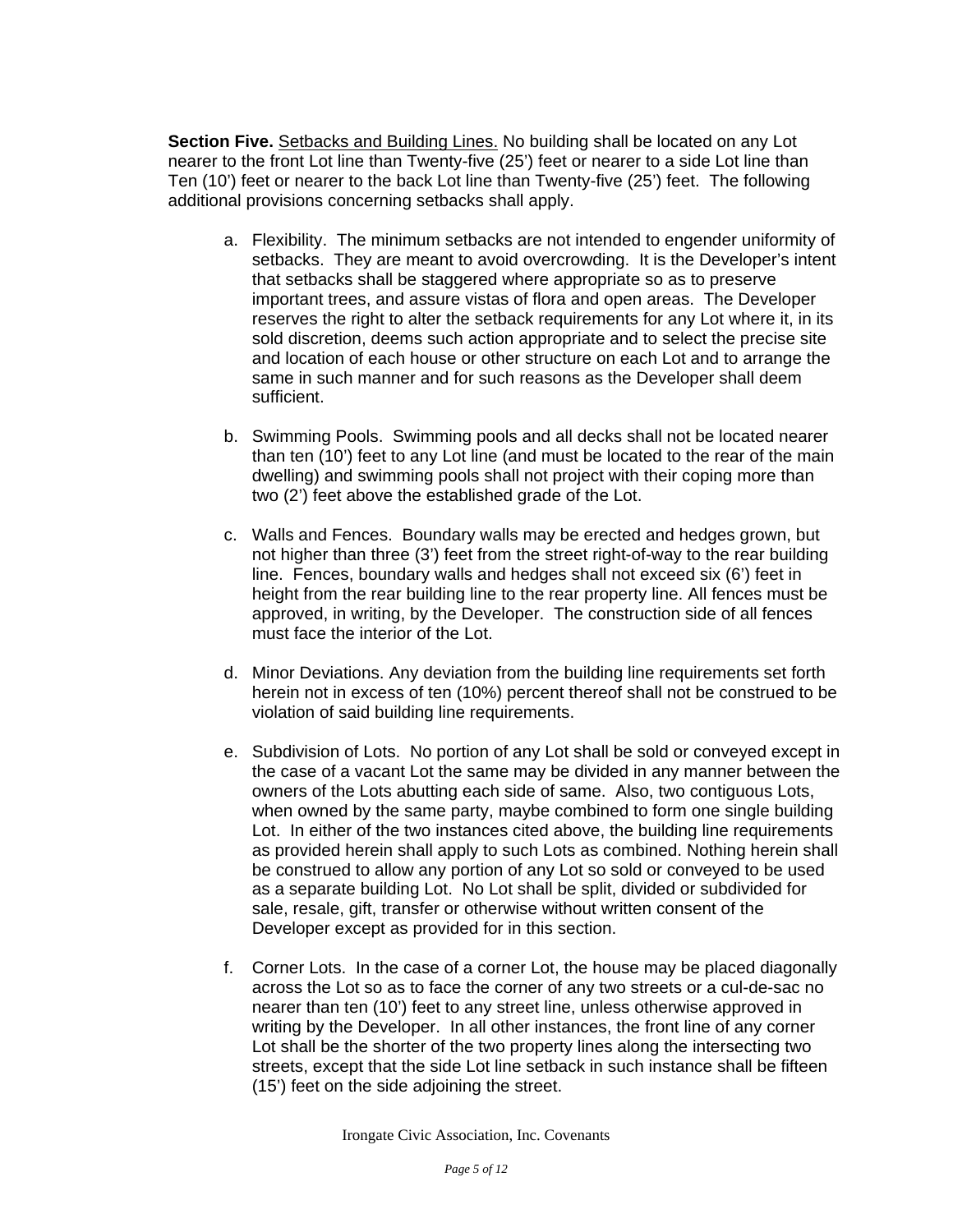**Section Five.** Setbacks and Building Lines. No building shall be located on any Lot nearer to the front Lot line than Twenty-five (25') feet or nearer to a side Lot line than Ten (10') feet or nearer to the back Lot line than Twenty-five (25') feet. The following additional provisions concerning setbacks shall apply.

a. Flexibility. The minimum setbacks are not intended to engender uniformity of setbacks. They are meant to avoid overcrowding. It is the Developer's intent that setbacks shall be staggered where appropriate so as to preserve important trees, and assure vistas of flora and open areas. The Developer reserves the right to alter the setback requirements for any Lot where it, in its sold discretion, deems such action appropriate and to select the precise site and location of each house or other structure on each Lot and to arrange the same in such manner and for such reasons as the Developer shall deem sufficient.

b. Swimming Pools. Swimming pools and all decks shall not be located nearer than ten (10') feet to any Lot line (and must be located to the rear of the main dwelling) and swimming pools shall not project with their coping more than two (2') feet above the established grade of the Lot.

c. Walls and Fences. Boundary walls may be erected and hedges grown, but not higher than three (3') feet from the street right-of-way to the rear building line. Fences, boundary walls and hedges shall not exceed six (6') feet in height from the rear building line to the rear property line. All fences must be approved, in writing, by the Developer. The construction side of all fences must face the interior of the Lot.

d. Minor Deviations. Any deviation from the building line requirements set forth herein not in excess of ten (10%) percent thereof shall not be construed to be violation of said building line requirements.

e. Subdivision of Lots. No portion of any Lot shall be sold or conveyed except in the case of a vacant Lot the same may be divided in any manner between the owners of the Lots abutting each side of same. Also, two contiguous Lots, when owned by the same party, maybe combined to form one single building Lot. In either of the two instances cited above, the building line requirements as provided herein shall apply to such Lots as combined. Nothing herein shall be construed to allow any portion of any Lot so sold or conveyed to be used as a separate building Lot. No Lot shall be split, divided or subdivided for sale, resale, gift, transfer or otherwise without written consent of the Developer except as provided for in this section.

f. Corner Lots. In the case of a corner Lot, the house may be placed diagonally across the Lot so as to face the corner of any two streets or a cul-de-sac no nearer than ten (10') feet to any street line, unless otherwise approved in writing by the Developer. In all other instances, the front line of any corner Lot shall be the shorter of the two property lines along the intersecting two streets, except that the side Lot line setback in such instance shall be fifteen (15') feet on the side adjoining the street.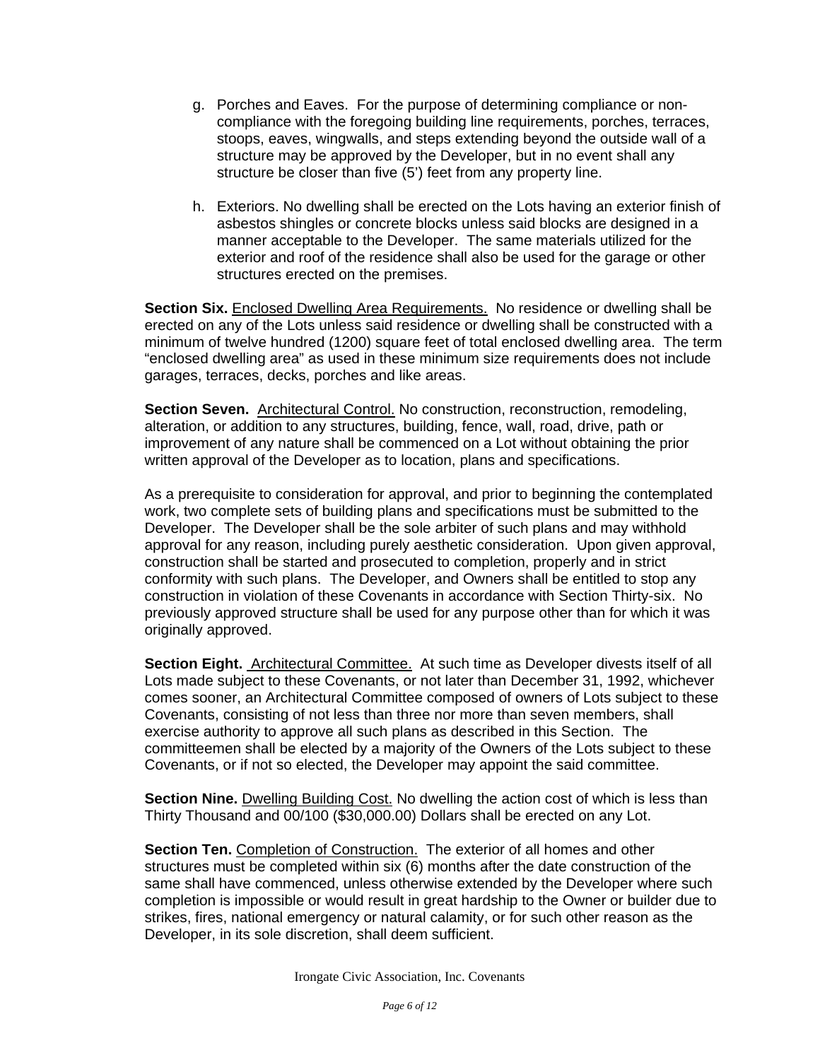g. Porches and Eaves. For the purpose of determining compliance or non-compliance with the foregoing building line requirements, porches, terraces, stoops, eaves, wingwalls, and steps extending beyond the outside wall of a structure may be approved by the Developer, but in no event shall any structure be closer than five (5') feet from any property line.

h. Exteriors. No dwelling shall be erected on the Lots having an exterior finish of asbestos shingles or concrete blocks unless said blocks are designed in a manner acceptable to the Developer. The same materials utilized for the exterior and roof of the residence shall also be used for the garage or other structures erected on the premises.

**Section Six.** Enclosed Dwelling Area Requirements. No residence or dwelling shall be erected on any of the Lots unless said residence or dwelling shall be constructed with a minimum of twelve hundred (1200) square feet of total enclosed dwelling area. The term "enclosed dwelling area" as used in these minimum size requirements does not include garages, terraces, decks, porches and like areas.

**Section Seven.** Architectural Control. No construction, reconstruction, remodeling, alteration, or addition to any structures, building, fence, wall, road, drive, path or improvement of any nature shall be commenced on a Lot without obtaining the prior written approval of the Developer as to location, plans and specifications.

As a prerequisite to consideration for approval, and prior to beginning the contemplated work, two complete sets of building plans and specifications must be submitted to the Developer. The Developer shall be the sole arbiter of such plans and may withhold approval for any reason, including purely aesthetic consideration. Upon given approval, construction shall be started and prosecuted to completion, properly and in strict conformity with such plans. The Developer, and Owners shall be entitled to stop any construction in violation of these Covenants in accordance with Section Thirty-six. No previously approved structure shall be used for any purpose other than for which it was originally approved.

**Section Eight.** Architectural Committee. At such time as Developer divests itself of all Lots made subject to these Covenants, or not later than December 31, 1992, whichever comes sooner, an Architectural Committee composed of owners of Lots subject to these Covenants, consisting of not less than three nor more than seven members, shall exercise authority to approve all such plans as described in this Section. The committeemen shall be elected by a majority of the Owners of the Lots subject to these Covenants, or if not so elected, the Developer may appoint the said committee.

**Section Nine.** Dwelling Building Cost. No dwelling the action cost of which is less than Thirty Thousand and 00/100 ($30,000.00) Dollars shall be erected on any Lot.

**Section Ten.** Completion of Construction. The exterior of all homes and other structures must be completed within six (6) months after the date construction of the same shall have commenced, unless otherwise extended by the Developer where such completion is impossible or would result in great hardship to the Owner or builder due to strikes, fires, national emergency or natural calamity, or for such other reason as the Developer, in its sole discretion, shall deem sufficient.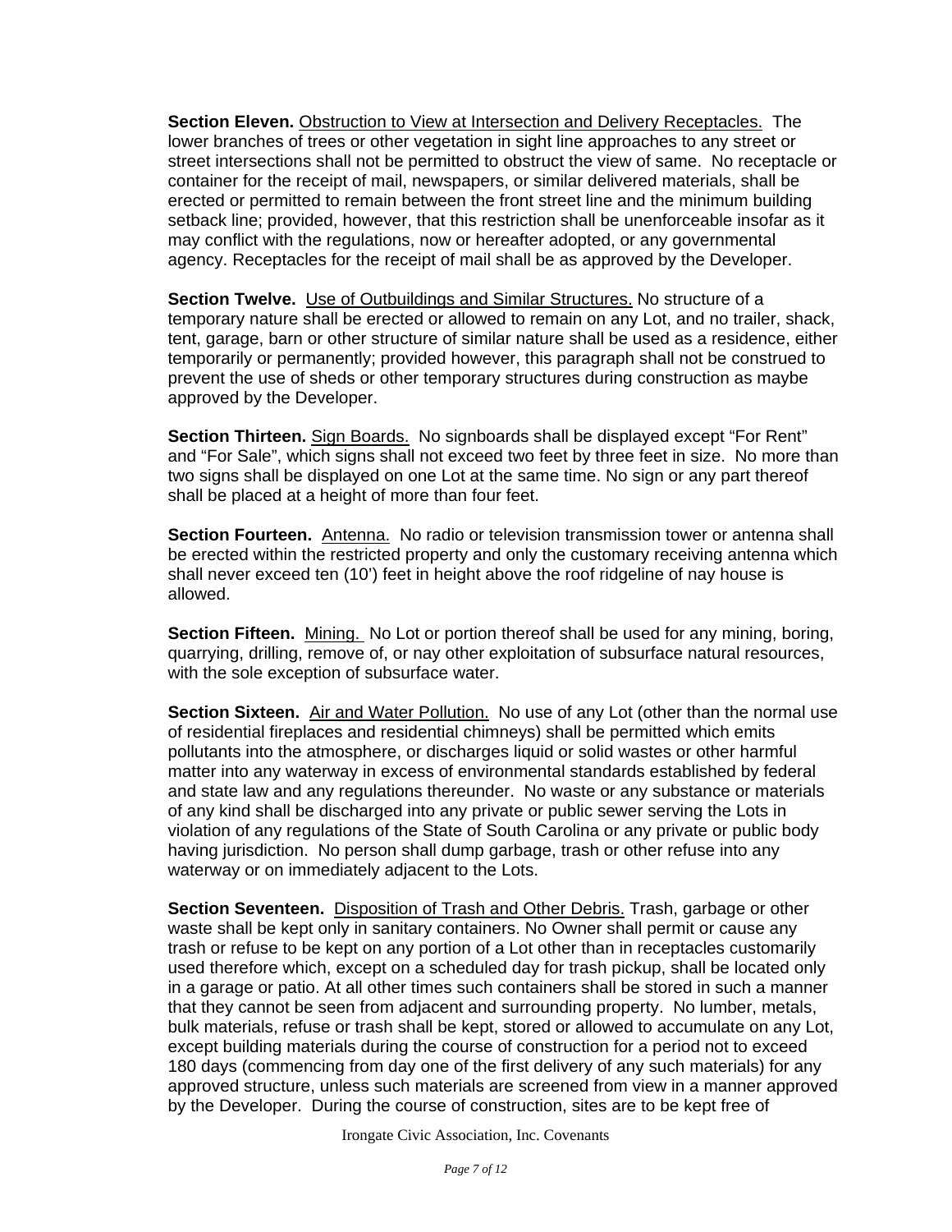**Section Eleven.** Obstruction to View at Intersection and Delivery Receptacles. The lower branches of trees or other vegetation in sight line approaches to any street or street intersections shall not be permitted to obstruct the view of same. No receptacle or container for the receipt of mail, newspapers, or similar delivered materials, shall be erected or permitted to remain between the front street line and the minimum building setback line; provided, however, that this restriction shall be unenforceable insofar as it may conflict with the regulations, now or hereafter adopted, or any governmental agency. Receptacles for the receipt of mail shall be as approved by the Developer.

**Section Twelve.** Use of Outbuildings and Similar Structures. No structure of a temporary nature shall be erected or allowed to remain on any Lot, and no trailer, shack, tent, garage, barn or other structure of similar nature shall be used as a residence, either temporarily or permanently; provided however, this paragraph shall not be construed to prevent the use of sheds or other temporary structures during construction as maybe approved by the Developer.

**Section Thirteen.** Sign Boards. No signboards shall be displayed except “For Rent” and “For Sale”, which signs shall not exceed two feet by three feet in size. No more than two signs shall be displayed on one Lot at the same time. No sign or any part thereof shall be placed at a height of more than four feet.

**Section Fourteen.** Antenna. No radio or television transmission tower or antenna shall be erected within the restricted property and only the customary receiving antenna which shall never exceed ten (10’) feet in height above the roof ridgeline of nay house is allowed.

**Section Fifteen.** Mining. No Lot or portion thereof shall be used for any mining, boring, quarrying, drilling, remove of, or nay other exploitation of subsurface natural resources, with the sole exception of subsurface water.

**Section Sixteen.** Air and Water Pollution. No use of any Lot (other than the normal use of residential fireplaces and residential chimneys) shall be permitted which emits pollutants into the atmosphere, or discharges liquid or solid wastes or other harmful matter into any waterway in excess of environmental standards established by federal and state law and any regulations thereunder. No waste or any substance or materials of any kind shall be discharged into any private or public sewer serving the Lots in violation of any regulations of the State of South Carolina or any private or public body having jurisdiction. No person shall dump garbage, trash or other refuse into any waterway or on immediately adjacent to the Lots.

**Section Seventeen.** Disposition of Trash and Other Debris. Trash, garbage or other waste shall be kept only in sanitary containers. No Owner shall permit or cause any trash or refuse to be kept on any portion of a Lot other than in receptacles customarily used therefore which, except on a scheduled day for trash pickup, shall be located only in a garage or patio. At all other times such containers shall be stored in such a manner that they cannot be seen from adjacent and surrounding property. No lumber, metals, bulk materials, refuse or trash shall be kept, stored or allowed to accumulate on any Lot, except building materials during the course of construction for a period not to exceed 180 days (commencing from day one of the first delivery of any such materials) for any approved structure, unless such materials are screened from view in a manner approved by the Developer. During the course of construction, sites are to be kept free of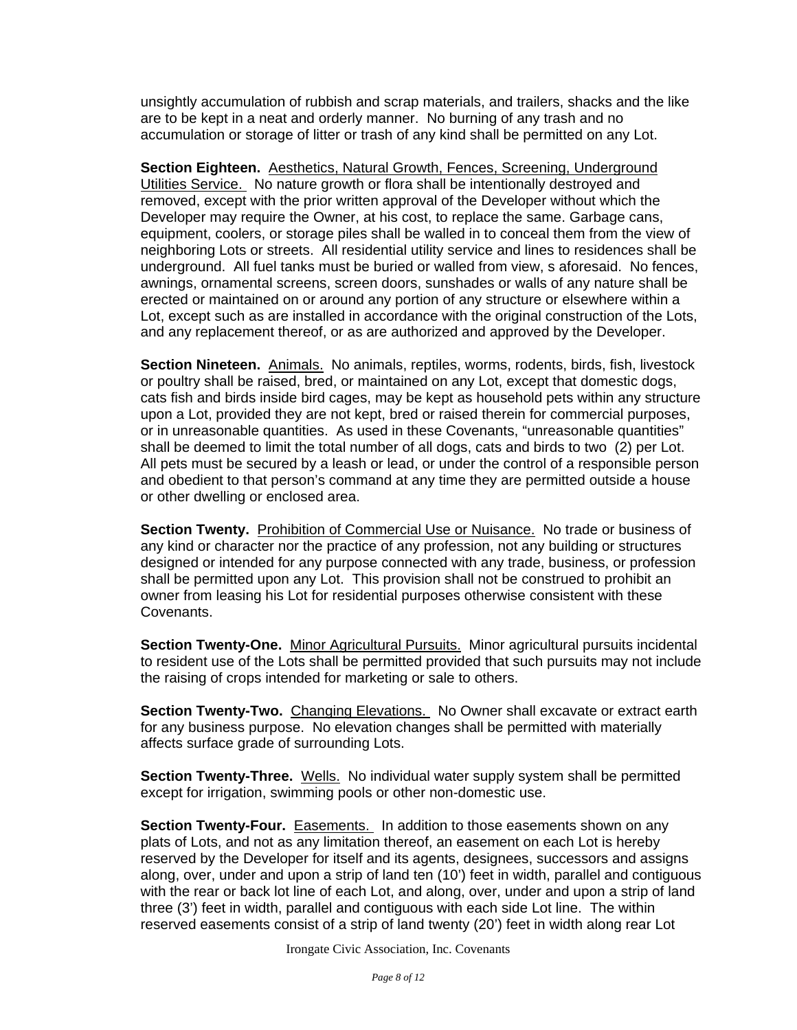unsightly accumulation of rubbish and scrap materials, and trailers, shacks and the like are to be kept in a neat and orderly manner. No burning of any trash and no accumulation or storage of litter or trash of any kind shall be permitted on any Lot.

**Section Eighteen.** Aesthetics, Natural Growth, Fences, Screening, Underground Utilities Service. No nature growth or flora shall be intentionally destroyed and removed, except with the prior written approval of the Developer without which the Developer may require the Owner, at his cost, to replace the same. Garbage cans, equipment, coolers, or storage piles shall be walled in to conceal them from the view of neighboring Lots or streets. All residential utility service and lines to residences shall be underground. All fuel tanks must be buried or walled from view, s aforesaid. No fences, awnings, ornamental screens, screen doors, sunshades or walls of any nature shall be erected or maintained on or around any portion of any structure or elsewhere within a Lot, except such as are installed in accordance with the original construction of the Lots, and any replacement thereof, or as are authorized and approved by the Developer.

**Section Nineteen.** Animals. No animals, reptiles, worms, rodents, birds, fish, livestock or poultry shall be raised, bred, or maintained on any Lot, except that domestic dogs, cats fish and birds inside bird cages, may be kept as household pets within any structure upon a Lot, provided they are not kept, bred or raised therein for commercial purposes, or in unreasonable quantities. As used in these Covenants, "unreasonable quantities" shall be deemed to limit the total number of all dogs, cats and birds to two (2) per Lot. All pets must be secured by a leash or lead, or under the control of a responsible person and obedient to that person's command at any time they are permitted outside a house or other dwelling or enclosed area.

**Section Twenty.** Prohibition of Commercial Use or Nuisance. No trade or business of any kind or character nor the practice of any profession, not any building or structures designed or intended for any purpose connected with any trade, business, or profession shall be permitted upon any Lot. This provision shall not be construed to prohibit an owner from leasing his Lot for residential purposes otherwise consistent with these Covenants.

**Section Twenty-One.** Minor Agricultural Pursuits. Minor agricultural pursuits incidental to resident use of the Lots shall be permitted provided that such pursuits may not include the raising of crops intended for marketing or sale to others.

**Section Twenty-Two.** Changing Elevations. No Owner shall excavate or extract earth for any business purpose. No elevation changes shall be permitted with materially affects surface grade of surrounding Lots.

**Section Twenty-Three.** Wells. No individual water supply system shall be permitted except for irrigation, swimming pools or other non-domestic use.

**Section Twenty-Four.** Easements. In addition to those easements shown on any plats of Lots, and not as any limitation thereof, an easement on each Lot is hereby reserved by the Developer for itself and its agents, designees, successors and assigns along, over, under and upon a strip of land ten (10') feet in width, parallel and contiguous with the rear or back lot line of each Lot, and along, over, under and upon a strip of land three (3') feet in width, parallel and contiguous with each side Lot line. The within reserved easements consist of a strip of land twenty (20') feet in width along rear Lot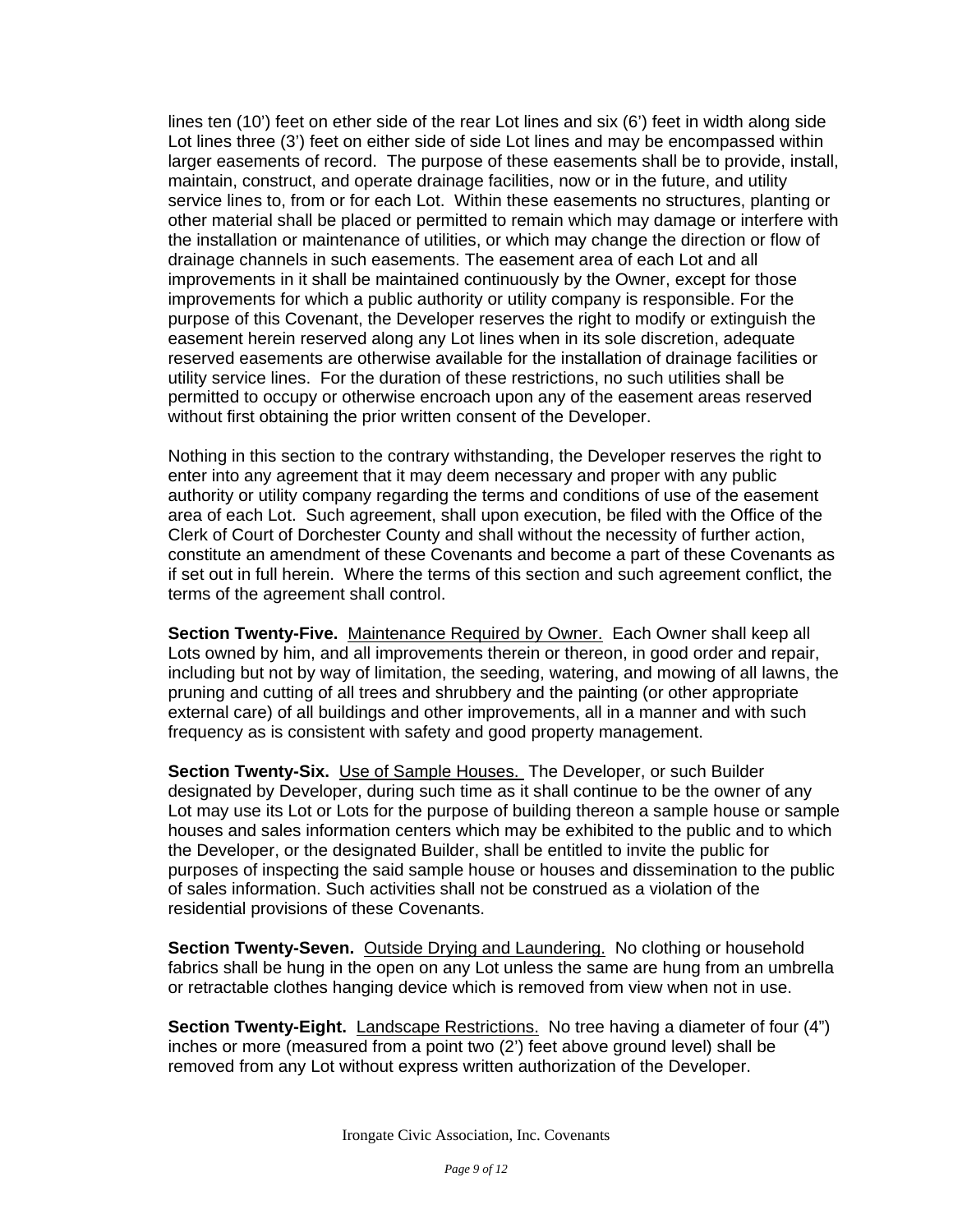lines ten (10') feet on ether side of the rear Lot lines and six (6') feet in width along side Lot lines three (3') feet on either side of side Lot lines and may be encompassed within larger easements of record. The purpose of these easements shall be to provide, install, maintain, construct, and operate drainage facilities, now or in the future, and utility service lines to, from or for each Lot. Within these easements no structures, planting or other material shall be placed or permitted to remain which may damage or interfere with the installation or maintenance of utilities, or which may change the direction or flow of drainage channels in such easements. The easement area of each Lot and all improvements in it shall be maintained continuously by the Owner, except for those improvements for which a public authority or utility company is responsible. For the purpose of this Covenant, the Developer reserves the right to modify or extinguish the easement herein reserved along any Lot lines when in its sole discretion, adequate reserved easements are otherwise available for the installation of drainage facilities or utility service lines. For the duration of these restrictions, no such utilities shall be permitted to occupy or otherwise encroach upon any of the easement areas reserved without first obtaining the prior written consent of the Developer.

Nothing in this section to the contrary withstanding, the Developer reserves the right to enter into any agreement that it may deem necessary and proper with any public authority or utility company regarding the terms and conditions of use of the easement area of each Lot. Such agreement, shall upon execution, be filed with the Office of the Clerk of Court of Dorchester County and shall without the necessity of further action, constitute an amendment of these Covenants and become a part of these Covenants as if set out in full herein. Where the terms of this section and such agreement conflict, the terms of the agreement shall control.

**Section Twenty-Five.** Maintenance Required by Owner. Each Owner shall keep all Lots owned by him, and all improvements therein or thereon, in good order and repair, including but not by way of limitation, the seeding, watering, and mowing of all lawns, the pruning and cutting of all trees and shrubbery and the painting (or other appropriate external care) of all buildings and other improvements, all in a manner and with such frequency as is consistent with safety and good property management.

**Section Twenty-Six.** Use of Sample Houses. The Developer, or such Builder designated by Developer, during such time as it shall continue to be the owner of any Lot may use its Lot or Lots for the purpose of building thereon a sample house or sample houses and sales information centers which may be exhibited to the public and to which the Developer, or the designated Builder, shall be entitled to invite the public for purposes of inspecting the said sample house or houses and dissemination to the public of sales information. Such activities shall not be construed as a violation of the residential provisions of these Covenants.

**Section Twenty-Seven.** Outside Drying and Laundering. No clothing or household fabrics shall be hung in the open on any Lot unless the same are hung from an umbrella or retractable clothes hanging device which is removed from view when not in use.

**Section Twenty-Eight.** Landscape Restrictions. No tree having a diameter of four (4") inches or more (measured from a point two (2') feet above ground level) shall be removed from any Lot without express written authorization of the Developer.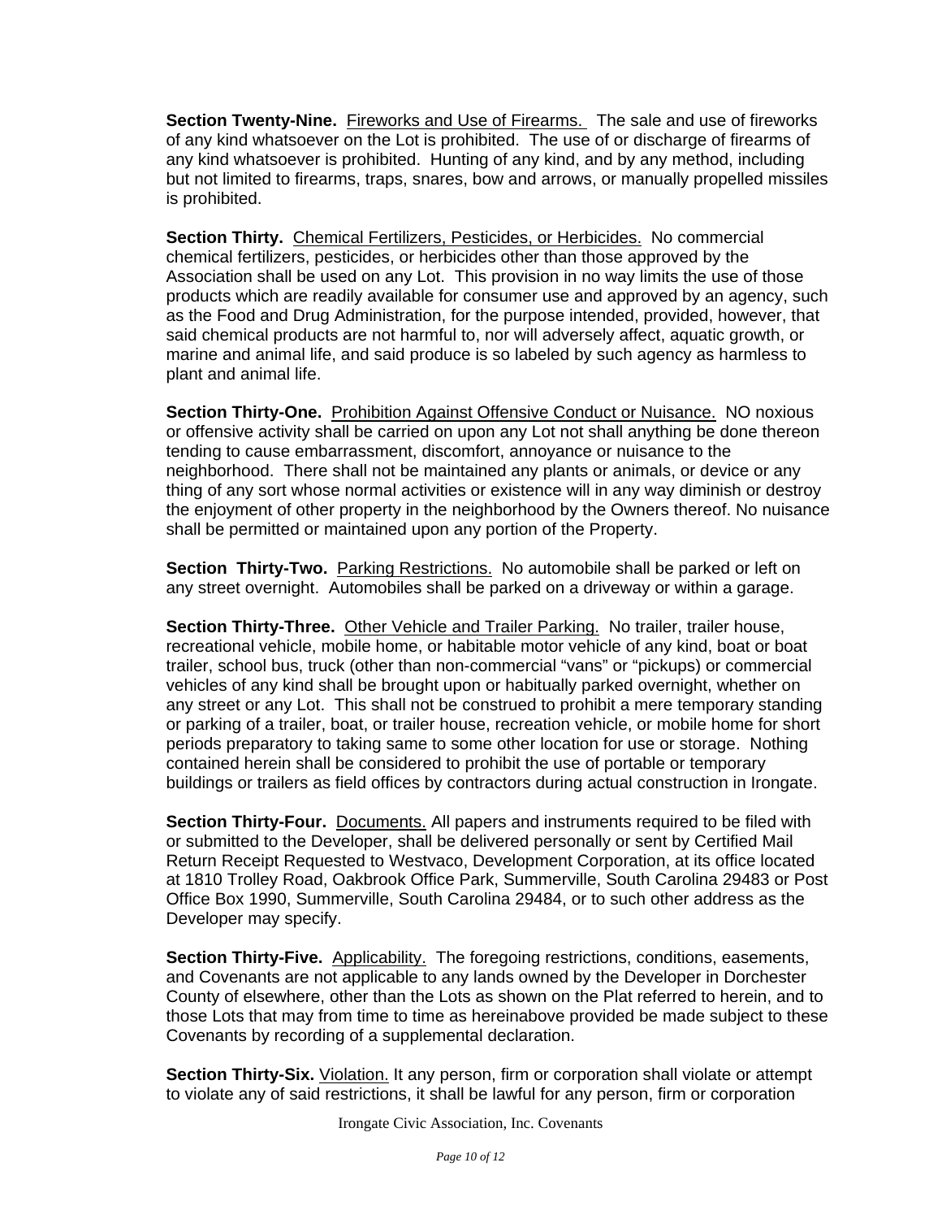**Section Twenty-Nine.** Fireworks and Use of Firearms. The sale and use of fireworks of any kind whatsoever on the Lot is prohibited. The use of or discharge of firearms of any kind whatsoever is prohibited. Hunting of any kind, and by any method, including but not limited to firearms, traps, snares, bow and arrows, or manually propelled missiles is prohibited.

**Section Thirty.** Chemical Fertilizers, Pesticides, or Herbicides. No commercial chemical fertilizers, pesticides, or herbicides other than those approved by the Association shall be used on any Lot. This provision in no way limits the use of those products which are readily available for consumer use and approved by an agency, such as the Food and Drug Administration, for the purpose intended, provided, however, that said chemical products are not harmful to, nor will adversely affect, aquatic growth, or marine and animal life, and said produce is so labeled by such agency as harmless to plant and animal life.

**Section Thirty-One.** Prohibition Against Offensive Conduct or Nuisance. NO noxious or offensive activity shall be carried on upon any Lot not shall anything be done thereon tending to cause embarrassment, discomfort, annoyance or nuisance to the neighborhood. There shall not be maintained any plants or animals, or device or any thing of any sort whose normal activities or existence will in any way diminish or destroy the enjoyment of other property in the neighborhood by the Owners thereof. No nuisance shall be permitted or maintained upon any portion of the Property.

**Section Thirty-Two.** Parking Restrictions. No automobile shall be parked or left on any street overnight. Automobiles shall be parked on a driveway or within a garage.

**Section Thirty-Three.** Other Vehicle and Trailer Parking. No trailer, trailer house, recreational vehicle, mobile home, or habitable motor vehicle of any kind, boat or boat trailer, school bus, truck (other than non-commercial "vans" or "pickups) or commercial vehicles of any kind shall be brought upon or habitually parked overnight, whether on any street or any Lot. This shall not be construed to prohibit a mere temporary standing or parking of a trailer, boat, or trailer house, recreation vehicle, or mobile home for short periods preparatory to taking same to some other location for use or storage. Nothing contained herein shall be considered to prohibit the use of portable or temporary buildings or trailers as field offices by contractors during actual construction in Irongate.

**Section Thirty-Four.** Documents. All papers and instruments required to be filed with or submitted to the Developer, shall be delivered personally or sent by Certified Mail Return Receipt Requested to Westvaco, Development Corporation, at its office located at 1810 Trolley Road, Oakbrook Office Park, Summerville, South Carolina 29483 or Post Office Box 1990, Summerville, South Carolina 29484, or to such other address as the Developer may specify.

**Section Thirty-Five.** Applicability. The foregoing restrictions, conditions, easements, and Covenants are not applicable to any lands owned by the Developer in Dorchester County of elsewhere, other than the Lots as shown on the Plat referred to herein, and to those Lots that may from time to time as hereinabove provided be made subject to these Covenants by recording of a supplemental declaration.

**Section Thirty-Six.** Violation. It any person, firm or corporation shall violate or attempt to violate any of said restrictions, it shall be lawful for any person, firm or corporation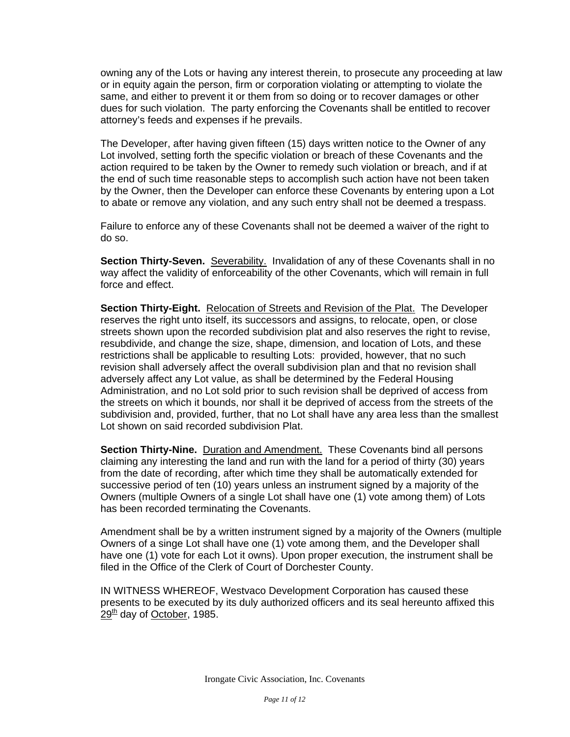owning any of the Lots or having any interest therein, to prosecute any proceeding at law or in equity again the person, firm or corporation violating or attempting to violate the same, and either to prevent it or them from so doing or to recover damages or other dues for such violation. The party enforcing the Covenants shall be entitled to recover attorney's feeds and expenses if he prevails.

The Developer, after having given fifteen (15) days written notice to the Owner of any Lot involved, setting forth the specific violation or breach of these Covenants and the action required to be taken by the Owner to remedy such violation or breach, and if at the end of such time reasonable steps to accomplish such action have not been taken by the Owner, then the Developer can enforce these Covenants by entering upon a Lot to abate or remove any violation, and any such entry shall not be deemed a trespass.

Failure to enforce any of these Covenants shall not be deemed a waiver of the right to do so.

**Section Thirty-Seven.** Severability. Invalidation of any of these Covenants shall in no way affect the validity of enforceability of the other Covenants, which will remain in full force and effect.

**Section Thirty-Eight.** Relocation of Streets and Revision of the Plat. The Developer reserves the right unto itself, its successors and assigns, to relocate, open, or close streets shown upon the recorded subdivision plat and also reserves the right to revise, resubdivide, and change the size, shape, dimension, and location of Lots, and these restrictions shall be applicable to resulting Lots: provided, however, that no such revision shall adversely affect the overall subdivision plan and that no revision shall adversely affect any Lot value, as shall be determined by the Federal Housing Administration, and no Lot sold prior to such revision shall be deprived of access from the streets on which it bounds, nor shall it be deprived of access from the streets of the subdivision and, provided, further, that no Lot shall have any area less than the smallest Lot shown on said recorded subdivision Plat.

**Section Thirty-Nine.** Duration and Amendment. These Covenants bind all persons claiming any interesting the land and run with the land for a period of thirty (30) years from the date of recording, after which time they shall be automatically extended for successive period of ten (10) years unless an instrument signed by a majority of the Owners (multiple Owners of a single Lot shall have one (1) vote among them) of Lots has been recorded terminating the Covenants.

Amendment shall be by a written instrument signed by a majority of the Owners (multiple Owners of a singe Lot shall have one (1) vote among them, and the Developer shall have one (1) vote for each Lot it owns). Upon proper execution, the instrument shall be filed in the Office of the Clerk of Court of Dorchester County.

IN WITNESS WHEREOF, Westvaco Development Corporation has caused these presents to be executed by its duly authorized officers and its seal hereunto affixed this 29th day of October, 1985.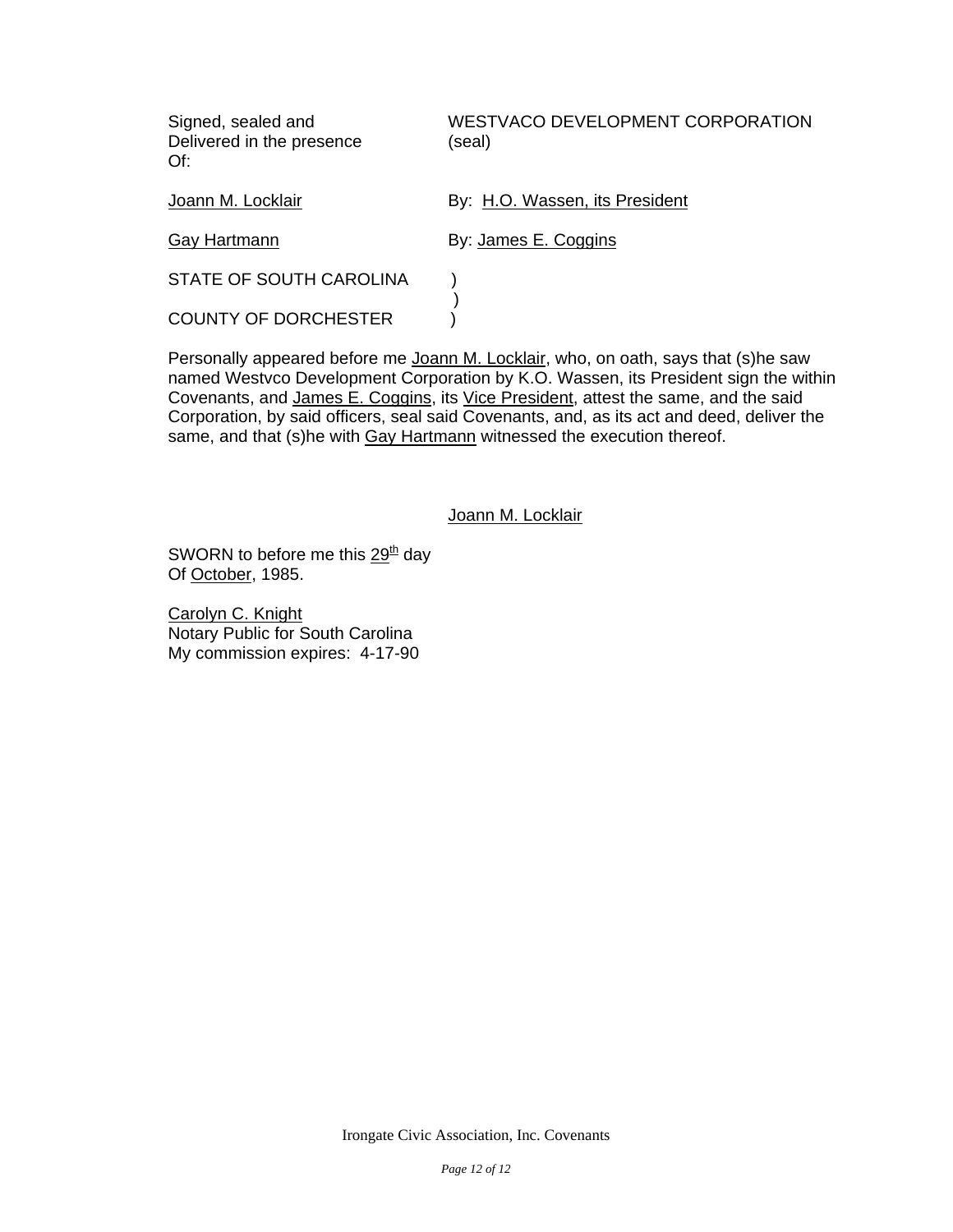| | |
|---|---|
| Signed, sealed and Delivered in the presence Of: | WESTVACO DEVELOPMENT CORPORATION (seal) |
| Joann M. Locklair | By: H.O. Wassen, its President |
| Gay Hartmann | By: James E. Coggins |

STATE OF SOUTH CAROLINA )
)
COUNTY OF DORCHESTER )

Personally appeared before me Joann M. Locklair, who, on oath, says that (s)he saw named Westvco Development Corporation by K.O. Wassen, its President sign the within Covenants, and James E. Coggins, its Vice President, attest the same, and the said Corporation, by said officers, seal said Covenants, and, as its act and deed, deliver the same, and that (s)he with Gay Hartmann witnessed the execution thereof.

Joann M. Locklair

SWORN to before me this 29th day
Of October, 1985.

Carolyn C. Knight
Notary Public for South Carolina
My commission expires: 4-17-90